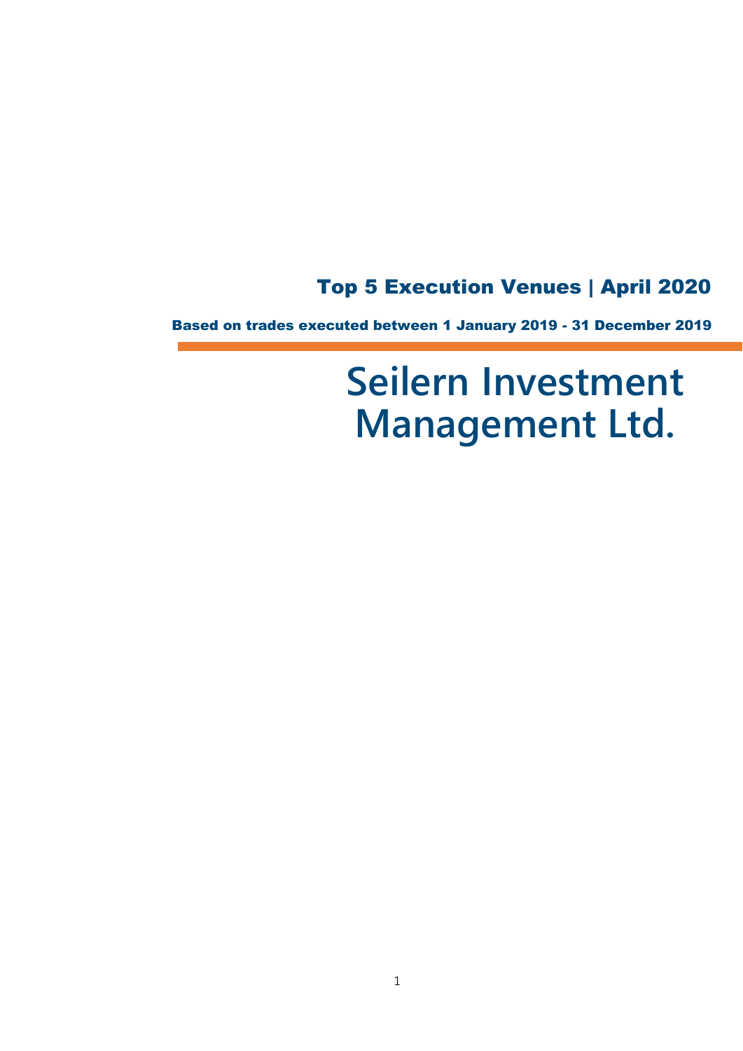## Top 5 Execution Venues | April 2020

**Based on trades executed between 1 January 2019 - 31 December 2019**

# Seilern Investment Management Ltd.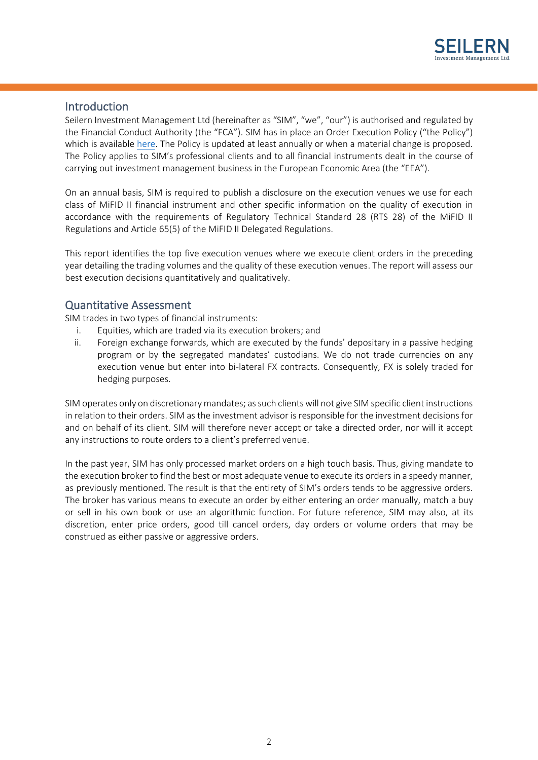## Introduction

Seilern Investment Management Ltd (hereinafter as "SIM", "we", "our") is authorised and regulated by the Financial Conduct Authority (the "FCA"). SIM has in place an Order Execution Policy ("the Policy") which is available here. The Policy is updated at least annually or when a material change is proposed. The Policy applies to SIM's professional clients and to all financial instruments dealt in the course of carrying out investment management business in the European Economic Area (the "EEA").

On an annual basis, SIM is required to publish a disclosure on the execution venues we use for each class of MiFID II financial instrument and other specific information on the quality of execution in accordance with the requirements of Regulatory Technical Standard 28 (RTS 28) of the MiFID II Regulations and Article 65(5) of the MiFID II Delegated Regulations.

This report identifies the top five execution venues where we execute client orders in the preceding year detailing the trading volumes and the quality of these execution venues. The report will assess our best execution decisions quantitatively and qualitatively.

## Quantitative Assessment

SIM trades in two types of financial instruments:

i. Equities, which are traded via its execution brokers; and
ii. Foreign exchange forwards, which are executed by the funds' depositary in a passive hedging program or by the segregated mandates' custodians. We do not trade currencies on any execution venue but enter into bi-lateral FX contracts. Consequently, FX is solely traded for hedging purposes.

SIM operates only on discretionary mandates; as such clients will not give SIM specific client instructions in relation to their orders. SIM as the investment advisor is responsible for the investment decisions for and on behalf of its client. SIM will therefore never accept or take a directed order, nor will it accept any instructions to route orders to a client's preferred venue.

In the past year, SIM has only processed market orders on a high touch basis. Thus, giving mandate to the execution broker to find the best or most adequate venue to execute its orders in a speedy manner, as previously mentioned. The result is that the entirety of SIM's orders tends to be aggressive orders. The broker has various means to execute an order by either entering an order manually, match a buy or sell in his own book or use an algorithmic function. For future reference, SIM may also, at its discretion, enter price orders, good till cancel orders, day orders or volume orders that may be construed as either passive or aggressive orders.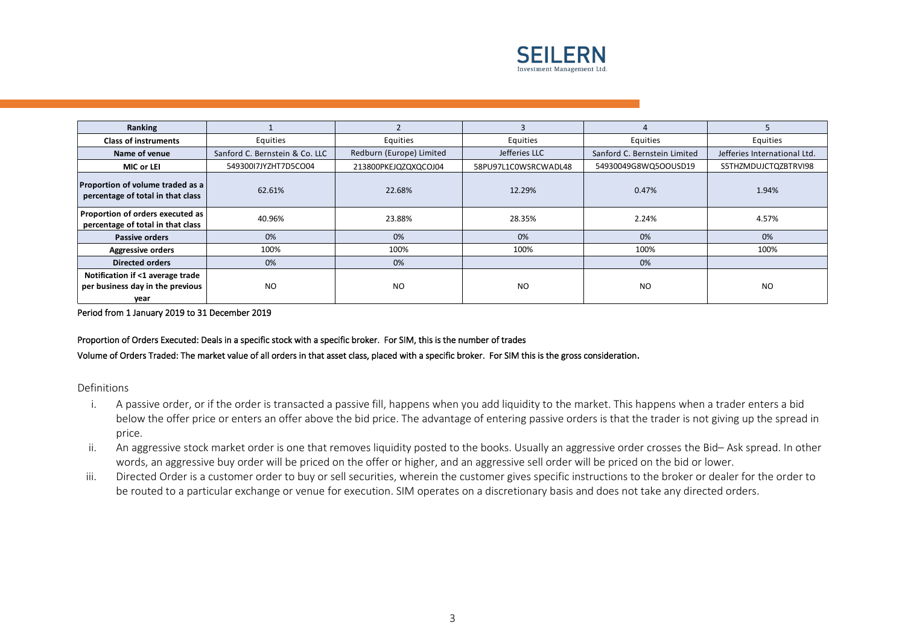| Ranking | 1 | 2 | 3 | 4 | 5 |
|---|---|---|---|---|---|
| **Class of instruments** | Equities | Equities | Equities | Equities | Equities |
| **Name of venue** | Sanford C. Bernstein & Co. LLC | Redburn (Europe) Limited | Jefferies LLC | Sanford C. Bernstein Limited | Jefferies International Ltd. |
| **MIC or LEI** | 549300I7JYZHT7D5CO04 | 213800PKEJQZQXQCOJ04 | 58PU97L1C0WSRCWADL48 | 54930049G8WQ5OOUSD19 | S5THZMDUJCTQZBTRVI98 |
| **Proportion of volume traded as a percentage of total in that class** | 62.61% | 22.68% | 12.29% | 0.47% | 1.94% |
| **Proportion of orders executed as percentage of total in that class** | 40.96% | 23.88% | 28.35% | 2.24% | 4.57% |
| **Passive orders** | 0% | 0% | 0% | 0% | 0% |
| **Aggressive orders** | 100% | 100% | 100% | 100% | 100% |
| **Directed orders** | 0% | 0% | | 0% | |
| **Notification if <1 average trade per business day in the previous year** | NO | NO | NO | NO | NO |

Period from 1 January 2019 to 31 December 2019

Proportion of Orders Executed: Deals in a specific stock with a specific broker. For SIM, this is the number of trades

Volume of Orders Traded: The market value of all orders in that asset class, placed with a specific broker. For SIM this is the gross consideration.

Definitions

i. A passive order, or if the order is transacted a passive fill, happens when you add liquidity to the market. This happens when a trader enters a bid below the offer price or enters an offer above the bid price. The advantage of entering passive orders is that the trader is not giving up the spread in price.

ii. An aggressive stock market order is one that removes liquidity posted to the books. Usually an aggressive order crosses the Bid– Ask spread. In other words, an aggressive buy order will be priced on the offer or higher, and an aggressive sell order will be priced on the bid or lower.

iii. Directed Order is a customer order to buy or sell securities, wherein the customer gives specific instructions to the broker or dealer for the order to be routed to a particular exchange or venue for execution. SIM operates on a discretionary basis and does not take any directed orders.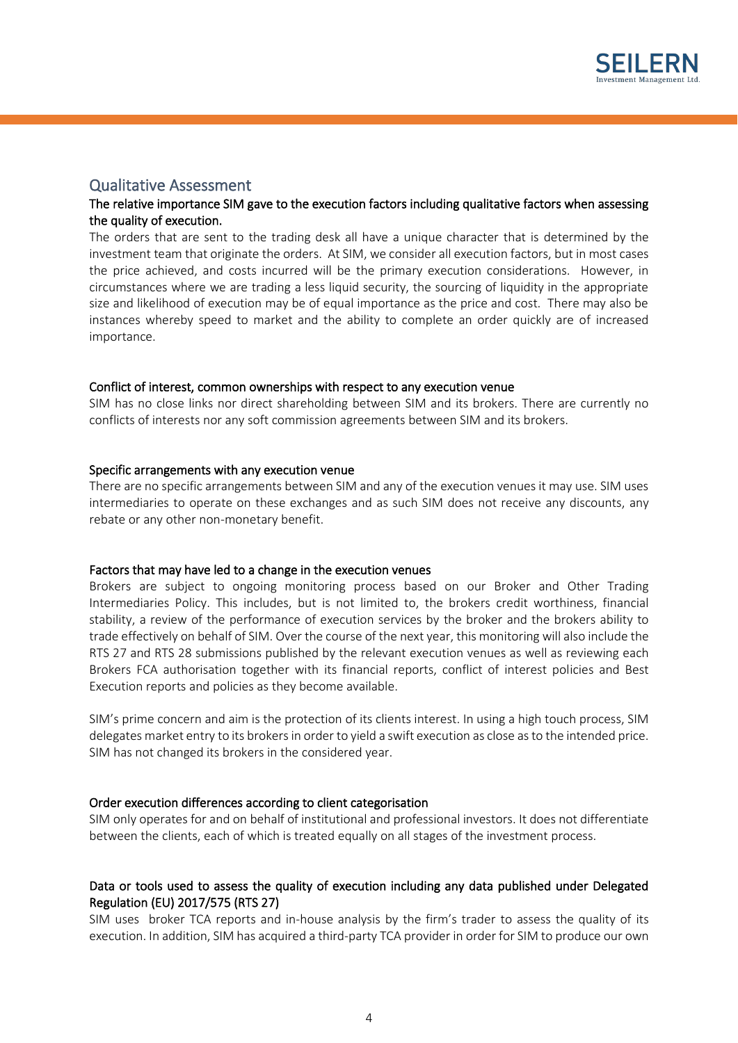## Qualitative Assessment

### The relative importance SIM gave to the execution factors including qualitative factors when assessing the quality of execution.

The orders that are sent to the trading desk all have a unique character that is determined by the investment team that originate the orders. At SIM, we consider all execution factors, but in most cases the price achieved, and costs incurred will be the primary execution considerations. However, in circumstances where we are trading a less liquid security, the sourcing of liquidity in the appropriate size and likelihood of execution may be of equal importance as the price and cost. There may also be instances whereby speed to market and the ability to complete an order quickly are of increased importance.

### Conflict of interest, common ownerships with respect to any execution venue

SIM has no close links nor direct shareholding between SIM and its brokers. There are currently no conflicts of interests nor any soft commission agreements between SIM and its brokers.

### Specific arrangements with any execution venue

There are no specific arrangements between SIM and any of the execution venues it may use. SIM uses intermediaries to operate on these exchanges and as such SIM does not receive any discounts, any rebate or any other non-monetary benefit.

### Factors that may have led to a change in the execution venues

Brokers are subject to ongoing monitoring process based on our Broker and Other Trading Intermediaries Policy. This includes, but is not limited to, the brokers credit worthiness, financial stability, a review of the performance of execution services by the broker and the brokers ability to trade effectively on behalf of SIM. Over the course of the next year, this monitoring will also include the RTS 27 and RTS 28 submissions published by the relevant execution venues as well as reviewing each Brokers FCA authorisation together with its financial reports, conflict of interest policies and Best Execution reports and policies as they become available.

SIM's prime concern and aim is the protection of its clients interest. In using a high touch process, SIM delegates market entry to its brokers in order to yield a swift execution as close as to the intended price. SIM has not changed its brokers in the considered year.

### Order execution differences according to client categorisation

SIM only operates for and on behalf of institutional and professional investors. It does not differentiate between the clients, each of which is treated equally on all stages of the investment process.

### Data or tools used to assess the quality of execution including any data published under Delegated Regulation (EU) 2017/575 (RTS 27)

SIM uses broker TCA reports and in-house analysis by the firm's trader to assess the quality of its execution. In addition, SIM has acquired a third-party TCA provider in order for SIM to produce our own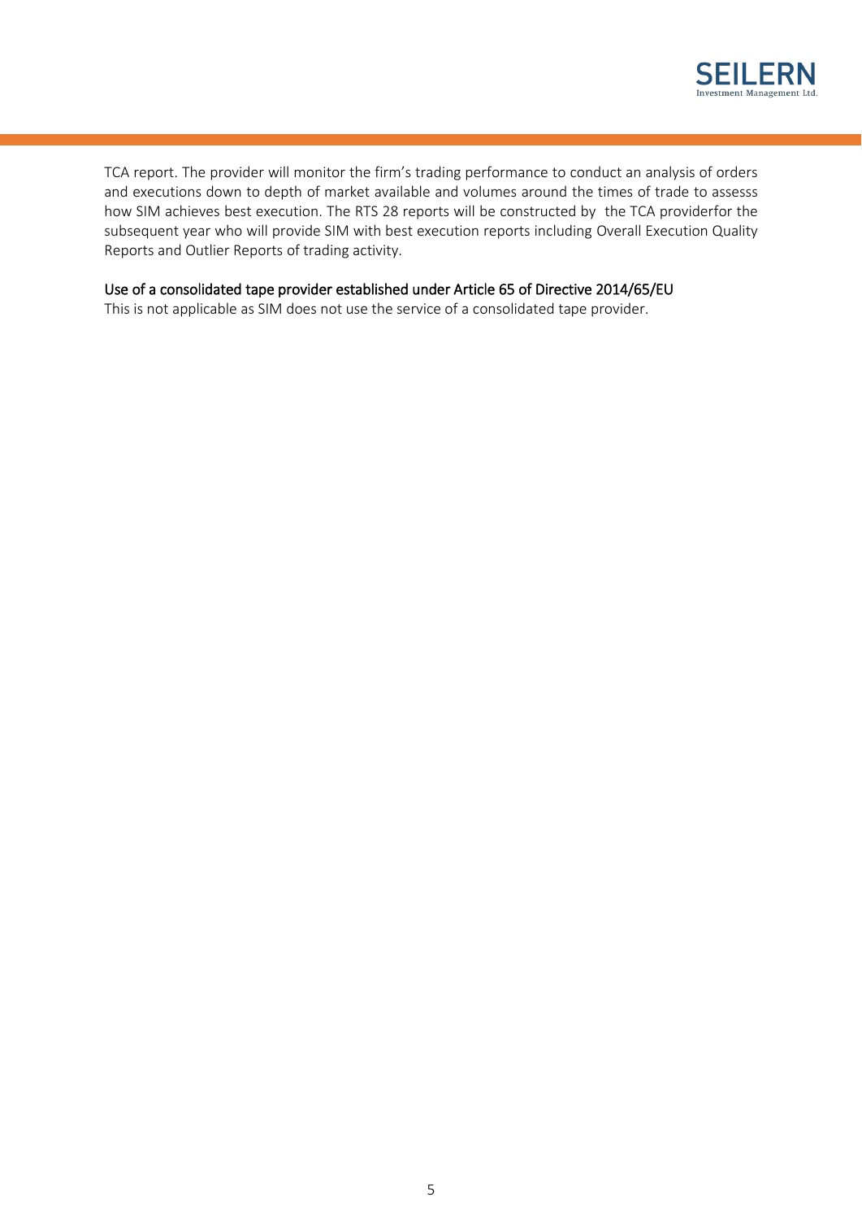TCA report. The provider will monitor the firm's trading performance to conduct an analysis of orders and executions down to depth of market available and volumes around the times of trade to assesss how SIM achieves best execution. The RTS 28 reports will be constructed by the TCA providerfor the subsequent year who will provide SIM with best execution reports including Overall Execution Quality Reports and Outlier Reports of trading activity.

### Use of a consolidated tape provider established under Article 65 of Directive 2014/65/EU

This is not applicable as SIM does not use the service of a consolidated tape provider.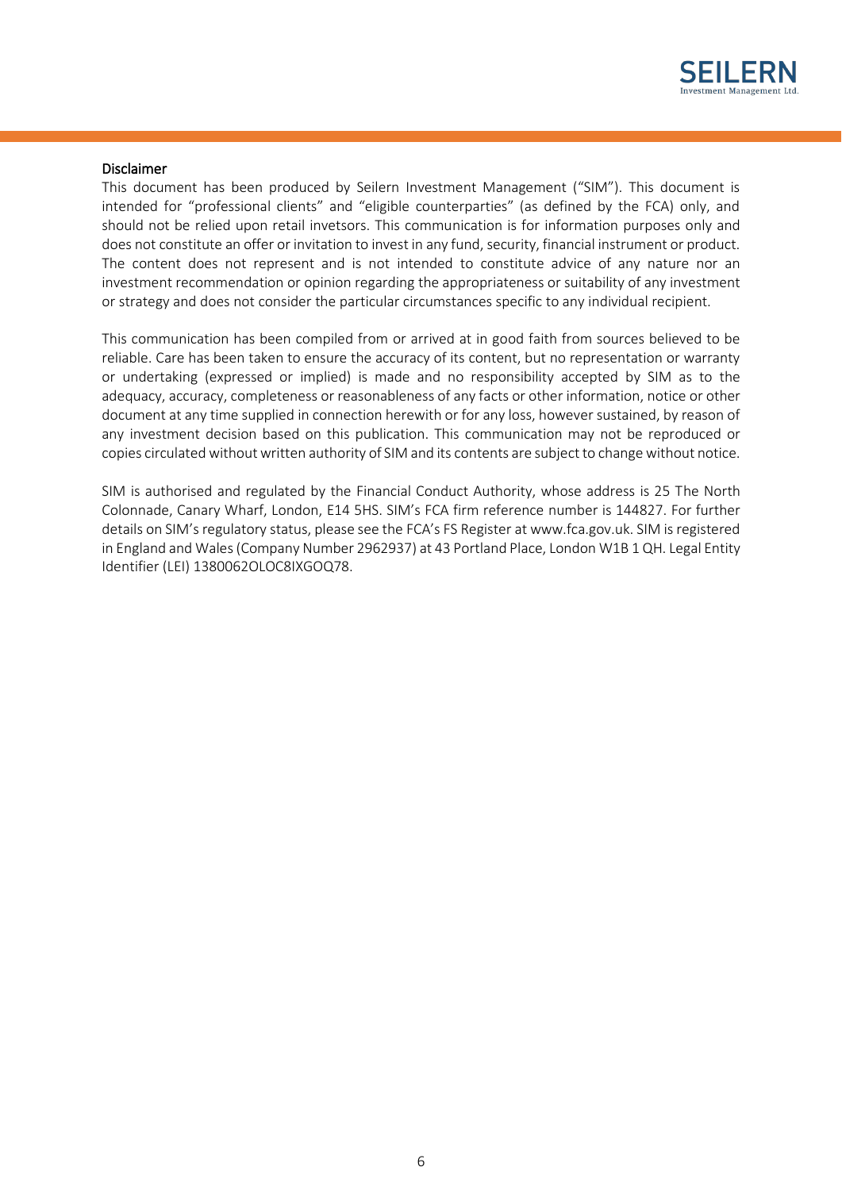## Disclaimer

This document has been produced by Seilern Investment Management ("SIM"). This document is intended for "professional clients" and "eligible counterparties" (as defined by the FCA) only, and should not be relied upon retail invetsors. This communication is for information purposes only and does not constitute an offer or invitation to invest in any fund, security, financial instrument or product. The content does not represent and is not intended to constitute advice of any nature nor an investment recommendation or opinion regarding the appropriateness or suitability of any investment or strategy and does not consider the particular circumstances specific to any individual recipient.

This communication has been compiled from or arrived at in good faith from sources believed to be reliable. Care has been taken to ensure the accuracy of its content, but no representation or warranty or undertaking (expressed or implied) is made and no responsibility accepted by SIM as to the adequacy, accuracy, completeness or reasonableness of any facts or other information, notice or other document at any time supplied in connection herewith or for any loss, however sustained, by reason of any investment decision based on this publication. This communication may not be reproduced or copies circulated without written authority of SIM and its contents are subject to change without notice.

SIM is authorised and regulated by the Financial Conduct Authority, whose address is 25 The North Colonnade, Canary Wharf, London, E14 5HS. SIM's FCA firm reference number is 144827. For further details on SIM's regulatory status, please see the FCA's FS Register at www.fca.gov.uk. SIM is registered in England and Wales (Company Number 2962937) at 43 Portland Place, London W1B 1 QH. Legal Entity Identifier (LEI) 1380062OLOC8IXGOQ78.